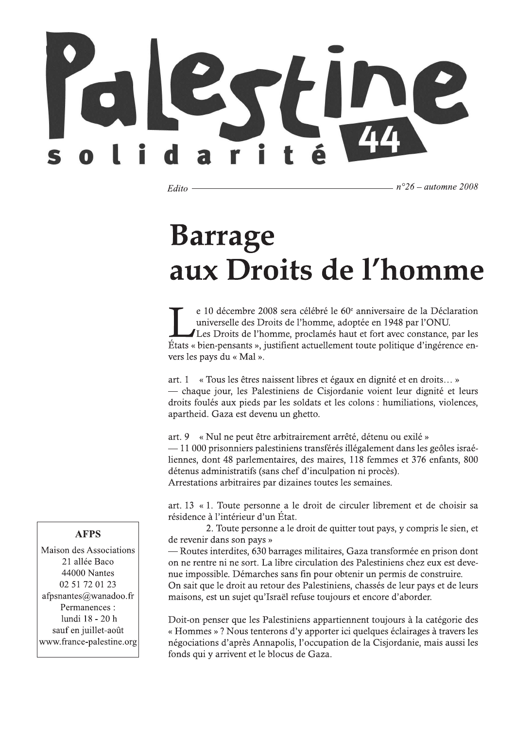# Palestine solidarité 44

*Edito* — *n°26 – automne 2008*

## Barrage aux Droits de l'homme

Le 10 décembre 2008 sera célébré le 60e anniversaire de la Déclaration universelle des Droits de l'homme, adoptée en 1948 par l'ONU.

Les Droits de l'homme, proclamés haut et fort avec constance, par les États « bien-pensants », justifient actuellement toute politique d'ingérence envers les pays du « Mal ».

art. 1 « Tous les êtres naissent libres et égaux en dignité et en droits… »
— chaque jour, les Palestiniens de Cisjordanie voient leur dignité et leurs droits foulés aux pieds par les soldats et les colons : humiliations, violences, apartheid. Gaza est devenu un ghetto.

art. 9 « Nul ne peut être arbitrairement arrêté, détenu ou exilé »
— 11 000 prisonniers palestiniens transférés illégalement dans les geôles israéliennes, dont 48 parlementaires, des maires, 118 femmes et 376 enfants, 800 détenus administratifs (sans chef d'inculpation ni procès).
Arrestations arbitraires par dizaines toutes les semaines.

art. 13 « 1. Toute personne a le droit de circuler librement et de choisir sa résidence à l'intérieur d'un État.
2. Toute personne a le droit de quitter tout pays, y compris le sien, et de revenir dans son pays »
— Routes interdites, 630 barrages militaires, Gaza transformée en prison dont on ne rentre ni ne sort. La libre circulation des Palestiniens chez eux est devenue impossible. Démarches sans fin pour obtenir un permis de construire.
On sait que le droit au retour des Palestiniens, chassés de leur pays et de leurs maisons, est un sujet qu'Israël refuse toujours et encore d'aborder.

Doit-on penser que les Palestiniens appartiennent toujours à la catégorie des « Hommes » ? Nous tenterons d'y apporter ici quelques éclairages à travers les négociations d'après Annapolis, l'occupation de la Cisjordanie, mais aussi les fonds qui y arrivent et le blocus de Gaza.

**AFPS**
Maison des Associations
21 allée Baco
44000 Nantes
02 51 72 01 23
afpsnantes@wanadoo.fr
Permanences :
lundi 18 - 20 h
sauf en juillet-août
www.france-palestine.org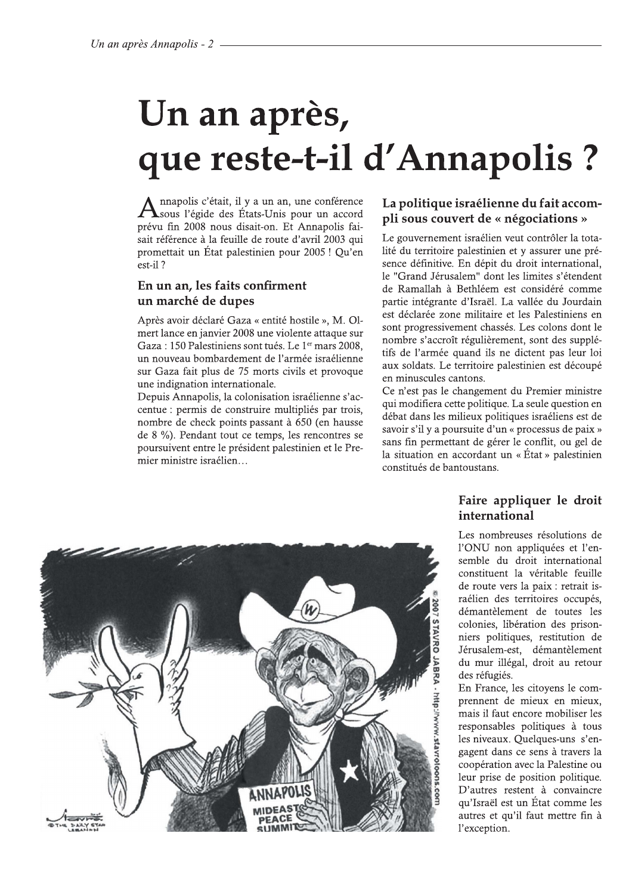# Un an après, que reste-t-il d'Annapolis ?

Annapolis c'était, il y a un an, une conférence sous l'égide des États-Unis pour un accord prévu fin 2008 nous disait-on. Et Annapolis faisait référence à la feuille de route d'avril 2003 qui promettait un État palestinien pour 2005 ! Qu'en est-il ?

## En un an, les faits confirment un marché de dupes

Après avoir déclaré Gaza « entité hostile », M. Olmert lance en janvier 2008 une violente attaque sur Gaza : 150 Palestiniens sont tués. Le 1er mars 2008, un nouveau bombardement de l'armée israélienne sur Gaza fait plus de 75 morts civils et provoque une indignation internationale.

Depuis Annapolis, la colonisation israélienne s'accentue : permis de construire multipliés par trois, nombre de check points passant à 650 (en hausse de 8 %). Pendant tout ce temps, les rencontres se poursuivent entre le président palestinien et le Premier ministre israélien…

## La politique israélienne du fait accompli sous couvert de « négociations »

Le gouvernement israélien veut contrôler la totalité du territoire palestinien et y assurer une présence définitive. En dépit du droit international, le "Grand Jérusalem" dont les limites s'étendent de Ramallah à Bethléem est considéré comme partie intégrante d'Israël. La vallée du Jourdain est déclarée zone militaire et les Palestiniens en sont progressivement chassés. Les colons dont le nombre s'accroît régulièrement, sont des supplétifs de l'armée quand ils ne dictent pas leur loi aux soldats. Le territoire palestinien est découpé en minuscules cantons.

Ce n'est pas le changement du Premier ministre qui modifiera cette politique. La seule question en débat dans les milieux politiques israéliens est de savoir s'il y a poursuite d'un « processus de paix » sans fin permettant de gérer le conflit, ou gel de la situation en accordant un « État » palestinien constitués de bantoustans.

## Faire appliquer le droit international

Les nombreuses résolutions de l'ONU non appliquées et l'ensemble du droit international constituent la véritable feuille de route vers la paix : retrait israélien des territoires occupés, démantèlement de toutes les colonies, libération des prisonniers politiques, restitution de Jérusalem-est, démantèlement du mur illégal, droit au retour des réfugiés.

En France, les citoyens le comprennent de mieux en mieux, mais il faut encore mobiliser les responsables politiques à tous les niveaux. Quelques-uns s'engagent dans ce sens à travers la coopération avec la Palestine ou leur prise de position politique. D'autres restent à convaincre qu'Israël est un État comme les autres et qu'il faut mettre fin à l'exception.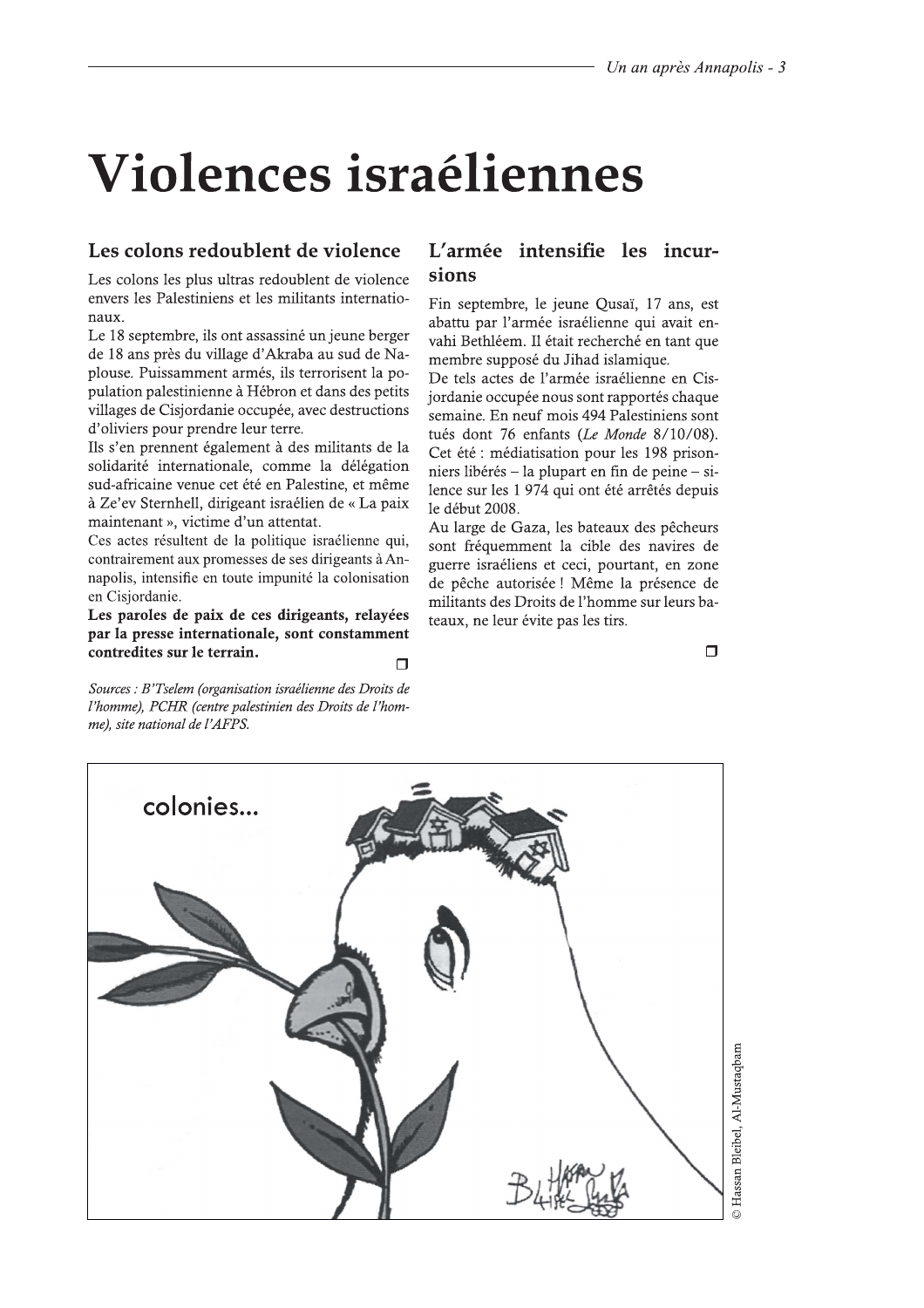# Violences israéliennes

## Les colons redoublent de violence

Les colons les plus ultras redoublent de violence envers les Palestiniens et les militants internationaux.

Le 18 septembre, ils ont assassiné un jeune berger de 18 ans près du village d'Akraba au sud de Naplouse. Puissamment armés, ils terrorisent la population palestinienne à Hébron et dans des petits villages de Cisjordanie occupée, avec destructions d'oliviers pour prendre leur terre.

Ils s'en prennent également à des militants de la solidarité internationale, comme la délégation sud-africaine venue cet été en Palestine, et même à Ze'ev Sternhell, dirigeant israélien de « La paix maintenant », victime d'un attentat.

Ces actes résultent de la politique israélienne qui, contrairement aux promesses de ses dirigeants à Annapolis, intensifie en toute impunité la colonisation en Cisjordanie.

**Les paroles de paix de ces dirigeants, relayées par la presse internationale, sont constamment contredites sur le terrain.**

*Sources : B'Tselem (organisation israélienne des Droits de l'homme), PCHR (centre palestinien des Droits de l'homme), site national de l'AFPS.*

## L'armée intensifie les incursions

Fin septembre, le jeune Qusaï, 17 ans, est abattu par l'armée israélienne qui avait envahi Bethléem. Il était recherché en tant que membre supposé du Jihad islamique.

De tels actes de l'armée israélienne en Cisjordanie occupée nous sont rapportés chaque semaine. En neuf mois 494 Palestiniens sont tués dont 76 enfants (*Le Monde* 8/10/08). Cet été : médiatisation pour les 198 prisonniers libérés – la plupart en fin de peine – silence sur les 1 974 qui ont été arrêtés depuis le début 2008.

Au large de Gaza, les bateaux des pêcheurs sont fréquemment la cible des navires de guerre israéliens et ceci, pourtant, en zone de pêche autorisée ! Même la présence de militants des Droits de l'homme sur leurs bateaux, ne leur évite pas les tirs.

colonies...

© Hassan Bleibel, Al-Mustaqbam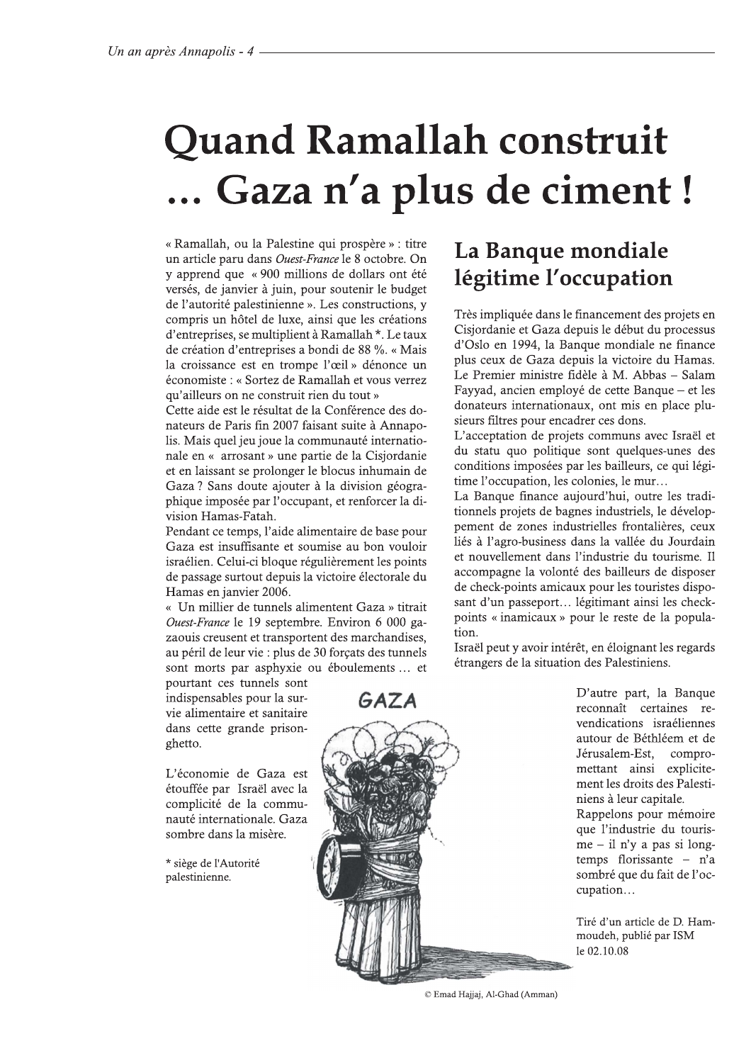# Quand Ramallah construit … Gaza n'a plus de ciment !

« Ramallah, ou la Palestine qui prospère » : titre un article paru dans *Ouest-France* le 8 octobre. On y apprend que « 900 millions de dollars ont été versés, de janvier à juin, pour soutenir le budget de l'autorité palestinienne ». Les constructions, y compris un hôtel de luxe, ainsi que les créations d'entreprises, se multiplient à Ramallah *. Le taux de création d'entreprises a bondi de 88 %. « Mais la croissance est en trompe l'œil » dénonce un économiste : « Sortez de Ramallah et vous verrez qu'ailleurs on ne construit rien du tout »

Cette aide est le résultat de la Conférence des donateurs de Paris fin 2007 faisant suite à Annapolis. Mais quel jeu joue la communauté internationale en « arrosant » une partie de la Cisjordanie et en laissant se prolonger le blocus inhumain de Gaza ? Sans doute ajouter à la division géographique imposée par l'occupant, et renforcer la division Hamas-Fatah.

Pendant ce temps, l'aide alimentaire de base pour Gaza est insuffisante et soumise au bon vouloir israélien. Celui-ci bloque régulièrement les points de passage surtout depuis la victoire électorale du Hamas en janvier 2006.

« Un millier de tunnels alimentent Gaza » titrait *Ouest-France* le 19 septembre. Environ 6 000 gazaouis creusent et transportent des marchandises, au péril de leur vie : plus de 30 forçats des tunnels sont morts par asphyxie ou éboulements … et pourtant ces tunnels sont indispensables pour la survie alimentaire et sanitaire dans cette grande prison-ghetto.

L'économie de Gaza est étouffée par Israël avec la complicité de la communauté internationale. Gaza sombre dans la misère.

\* siège de l'Autorité palestinienne.

## La Banque mondiale légitime l'occupation

Très impliquée dans le financement des projets en Cisjordanie et Gaza depuis le début du processus d'Oslo en 1994, la Banque mondiale ne finance plus ceux de Gaza depuis la victoire du Hamas. Le Premier ministre fidèle à M. Abbas – Salam Fayyad, ancien employé de cette Banque – et les donateurs internationaux, ont mis en place plusieurs filtres pour encadrer ces dons.

L'acceptation de projets communs avec Israël et du statu quo politique sont quelques-unes des conditions imposées par les bailleurs, ce qui légitime l'occupation, les colonies, le mur…

La Banque finance aujourd'hui, outre les traditionnels projets de bagnes industriels, le développement de zones industrielles frontalières, ceux liés à l'agro-business dans la vallée du Jourdain et nouvellement dans l'industrie du tourisme. Il accompagne la volonté des bailleurs de disposer de check-points amicaux pour les touristes disposant d'un passeport… légitimant ainsi les check-points « inamicaux » pour le reste de la population.

Israël peut y avoir intérêt, en éloignant les regards étrangers de la situation des Palestiniens.

D'autre part, la Banque reconnaît certaines revendications israéliennes autour de Béthléem et de Jérusalem-Est, compromettant ainsi explicitement les droits des Palestiniens à leur capitale.

Rappelons pour mémoire que l'industrie du tourisme – il n'y a pas si longtemps florissante – n'a sombré que du fait de l'occupation…

Tiré d'un article de D. Hammoudeh, publié par ISM le 02.10.08

© Emad Hajjaj, Al-Ghad (Amman)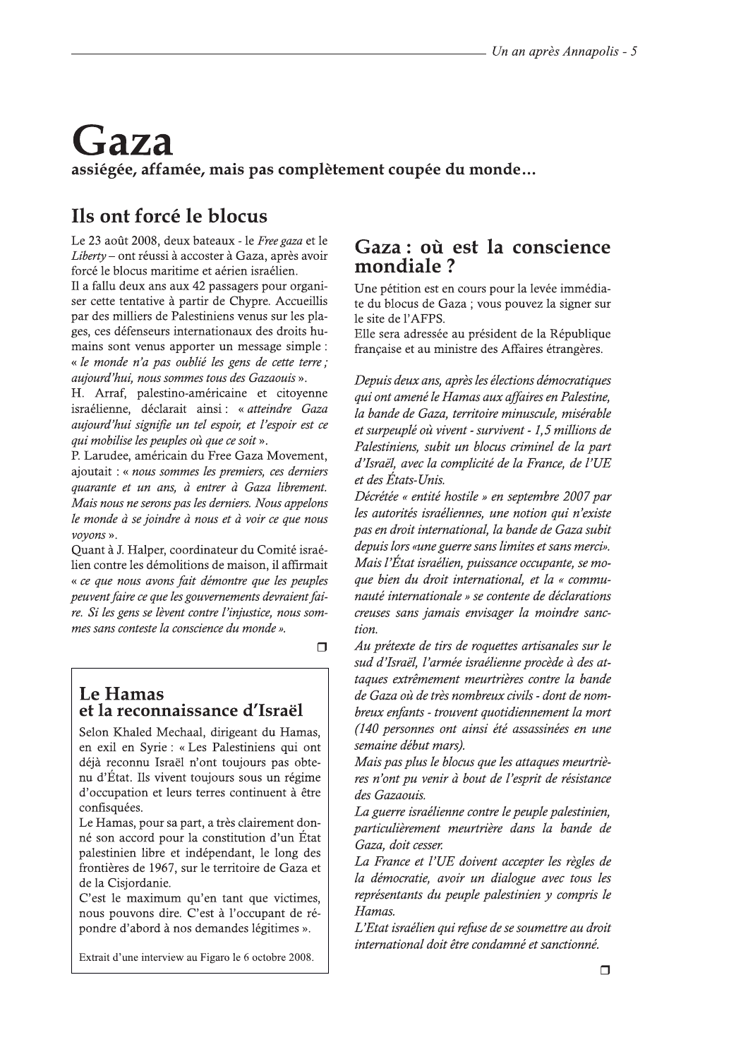# Gaza

**assiégée, affamée, mais pas complètement coupée du monde…**

## Ils ont forcé le blocus

Le 23 août 2008, deux bateaux - le *Free gaza* et le *Liberty* – ont réussi à accoster à Gaza, après avoir forcé le blocus maritime et aérien israélien.

Il a fallu deux ans aux 42 passagers pour organiser cette tentative à partir de Chypre. Accueillis par des milliers de Palestiniens venus sur les plages, ces défenseurs internationaux des droits humains sont venus apporter un message simple : « *le monde n'a pas oublié les gens de cette terre ; aujourd'hui, nous sommes tous des Gazaouis* ».

H. Arraf, palestino-américaine et citoyenne israélienne, déclarait ainsi : « *atteindre Gaza aujourd'hui signifie un tel espoir, et l'espoir est ce qui mobilise les peuples où que ce soit* ».

P. Larudee, américain du Free Gaza Movement, ajoutait : « *nous sommes les premiers, ces derniers quarante et un ans, à entrer à Gaza librement. Mais nous ne serons pas les derniers. Nous appelons le monde à se joindre à nous et à voir ce que nous voyons* ».

Quant à J. Halper, coordinateur du Comité israélien contre les démolitions de maison, il affirmait « *ce que nous avons fait démontre que les peuples peuvent faire ce que les gouvernements devraient faire. Si les gens se lèvent contre l'injustice, nous sommes sans conteste la conscience du monde* ».

## Le Hamas et la reconnaissance d'Israël

Selon Khaled Mechaal, dirigeant du Hamas, en exil en Syrie : « Les Palestiniens qui ont déjà reconnu Israël n'ont toujours pas obtenu d'État. Ils vivent toujours sous un régime d'occupation et leurs terres continuent à être confisquées.

Le Hamas, pour sa part, a très clairement donné son accord pour la constitution d'un État palestinien libre et indépendant, le long des frontières de 1967, sur le territoire de Gaza et de la Cisjordanie.

C'est le maximum qu'en tant que victimes, nous pouvons dire. C'est à l'occupant de répondre d'abord à nos demandes légitimes ».

Extrait d'une interview au Figaro le 6 octobre 2008.

## Gaza : où est la conscience mondiale ?

Une pétition est en cours pour la levée immédiate du blocus de Gaza ; vous pouvez la signer sur le site de l'AFPS.

Elle sera adressée au président de la République française et au ministre des Affaires étrangères.

*Depuis deux ans, après les élections démocratiques qui ont amené le Hamas aux affaires en Palestine, la bande de Gaza, territoire minuscule, misérable et surpeuplé où vivent - survivent - 1,5 millions de Palestiniens, subit un blocus criminel de la part d'Israël, avec la complicité de la France, de l'UE et des États-Unis.*

*Décrétée « entité hostile » en septembre 2007 par les autorités israéliennes, une notion qui n'existe pas en droit international, la bande de Gaza subit depuis lors «une guerre sans limites et sans merci». Mais l'État israélien, puissance occupante, se moque bien du droit international, et la « communauté internationale » se contente de déclarations creuses sans jamais envisager la moindre sanction.*

*Au prétexte de tirs de roquettes artisanales sur le sud d'Israël, l'armée israélienne procède à des attaques extrêmement meurtrières contre la bande de Gaza où de très nombreux civils - dont de nombreux enfants - trouvent quotidiennement la mort (140 personnes ont ainsi été assassinées en une semaine début mars).*

*Mais pas plus le blocus que les attaques meurtrières n'ont pu venir à bout de l'esprit de résistance des Gazaouis.*

*La guerre israélienne contre le peuple palestinien, particulièrement meurtrière dans la bande de Gaza, doit cesser.*

*La France et l'UE doivent accepter les règles de la démocratie, avoir un dialogue avec tous les représentants du peuple palestinien y compris le Hamas.*

*L'Etat israélien qui refuse de se soumettre au droit international doit être condamné et sanctionné.*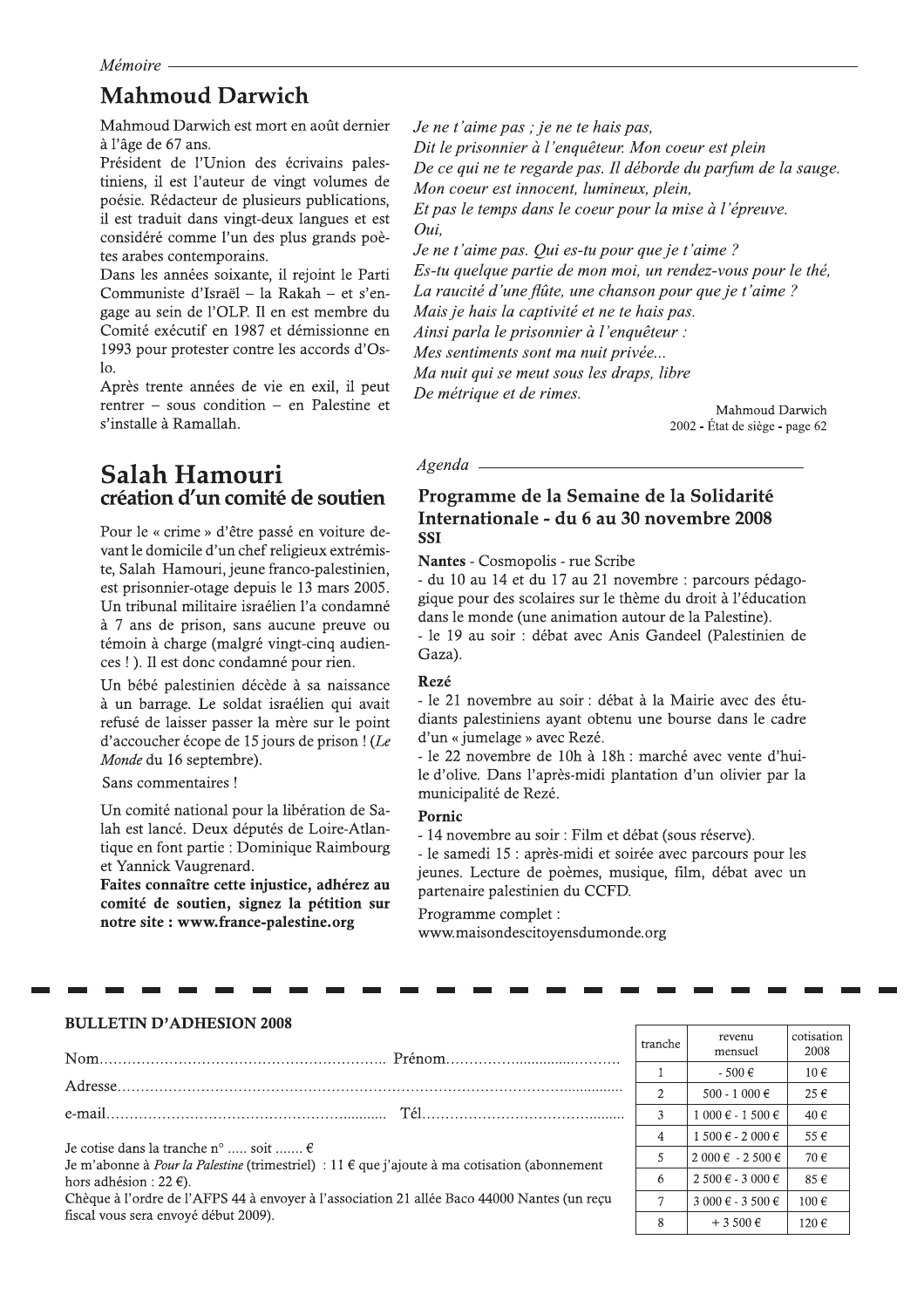*Mémoire*

## Mahmoud Darwich

Mahmoud Darwich est mort en août dernier à l'âge de 67 ans.

Président de l'Union des écrivains palestiniens, il est l'auteur de vingt volumes de poésie. Rédacteur de plusieurs publications, il est traduit dans vingt-deux langues et est considéré comme l'un des plus grands poètes arabes contemporains.

Dans les années soixante, il rejoint le Parti Communiste d'Israël – la Rakah – et s'engage au sein de l'OLP. Il en est membre du Comité exécutif en 1987 et démissionne en 1993 pour protester contre les accords d'Oslo.

Après trente années de vie en exil, il peut rentrer – sous condition – en Palestine et s'installe à Ramallah.

*Je ne t'aime pas ; je ne te hais pas,*
*Dit le prisonnier à l'enquêteur. Mon coeur est plein*
*De ce qui ne te regarde pas. Il déborde du parfum de la sauge.*
*Mon coeur est innocent, lumineux, plein,*
*Et pas le temps dans le coeur pour la mise à l'épreuve.*
*Oui,*
*Je ne t'aime pas. Qui es-tu pour que je t'aime ?*
*Es-tu quelque partie de mon moi, un rendez-vous pour le thé,*
*La raucité d'une flûte, une chanson pour que je t'aime ?*
*Mais je hais la captivité et ne te hais pas.*
*Ainsi parla le prisonnier à l'enquêteur :*
*Mes sentiments sont ma nuit privée...*
*Ma nuit qui se meut sous les draps, libre*
*De métrique et de rimes.*

Mahmoud Darwich
2002 - État de siège - page 62

## Salah Hamouri
### création d'un comité de soutien

Pour le « crime » d'être passé en voiture devant le domicile d'un chef religieux extrémiste, Salah Hamouri, jeune franco-palestinien, est prisonnier-otage depuis le 13 mars 2005. Un tribunal militaire israélien l'a condamné à 7 ans de prison, sans aucune preuve ou témoin à charge (malgré vingt-cinq audiences ! ). Il est donc condamné pour rien.

Un bébé palestinien décède à sa naissance à un barrage. Le soldat israélien qui avait refusé de laisser passer la mère sur le point d'accoucher écope de 15 jours de prison ! (*Le Monde* du 16 septembre).

Sans commentaires !

Un comité national pour la libération de Salah est lancé. Deux députés de Loire-Atlantique en font partie : Dominique Raimbourg et Yannick Vaugrenard.

**Faites connaître cette injustice, adhérez au comité de soutien, signez la pétition sur notre site : www.france-palestine.org**

*Agenda*

### Programme de la Semaine de la Solidarité Internationale - du 6 au 30 novembre 2008 SSI

**Nantes** - Cosmopolis - rue Scribe

- du 10 au 14 et du 17 au 21 novembre : parcours pédagogique pour des scolaires sur le thème du droit à l'éducation dans le monde (une animation autour de la Palestine).
- le 19 au soir : débat avec Anis Gandeel (Palestinien de Gaza).

**Rezé**

- le 21 novembre au soir : débat à la Mairie avec des étudiants palestiniens ayant obtenu une bourse dans le cadre d'un « jumelage » avec Rezé.
- le 22 novembre de 10h à 18h : marché avec vente d'huile d'olive. Dans l'après-midi plantation d'un olivier par la municipalité de Rezé.

**Pornic**

- 14 novembre au soir : Film et débat (sous réserve).
- le samedi 15 : après-midi et soirée avec parcours pour les jeunes. Lecture de poèmes, musique, film, débat avec un partenaire palestinien du CCFD.

Programme complet :
www.maisondescitoyensdumonde.org

---

**BULLETIN D'ADHESION 2008**

Nom.......................................................... Prénom...........................................

Adresse..........................................................................................................

e-mail.......................................................... Tél...........................................

Je cotise dans la tranche n° ..... soit ....... €

Je m'abonne à *Pour la Palestine* (trimestriel) : 11 € que j'ajoute à ma cotisation (abonnement hors adhésion : 22 €).

Chèque à l'ordre de l'AFPS 44 à envoyer à l'association 21 allée Baco 44000 Nantes (un reçu fiscal vous sera envoyé début 2009).

| tranche | revenu mensuel | cotisation 2008 |
|---|---|---|
| 1 | - 500 € | 10 € |
| 2 | 500 - 1 000 € | 25 € |
| 3 | 1 000 € - 1 500 € | 40 € |
| 4 | 1 500 € - 2 000 € | 55 € |
| 5 | 2 000 € - 2 500 € | 70 € |
| 6 | 2 500 € - 3 000 € | 85 € |
| 7 | 3 000 € - 3 500 € | 100 € |
| 8 | + 3 500 € | 120 € |